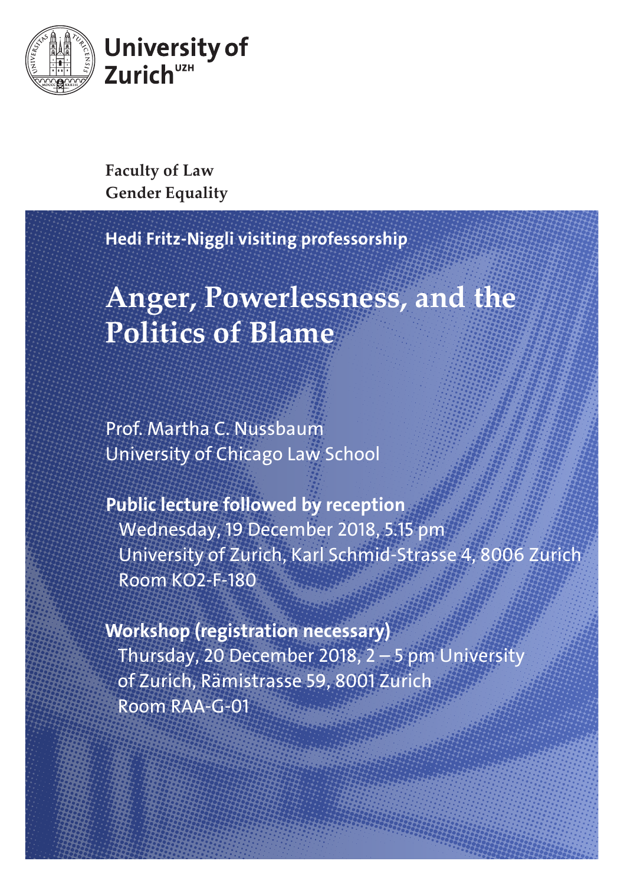University of Zurich[UZH]

**Faculty of Law**
**Gender Equality**

**Hedi Fritz-Niggli visiting professorship**

# Anger, Powerlessness, and the Politics of Blame

Prof. Martha C. Nussbaum
University of Chicago Law School

**Public lecture followed by reception**
Wednesday, 19 December 2018, 5.15 pm
University of Zurich, Karl Schmid-Strasse 4, 8006 Zurich
Room KO2-F-180

**Workshop (registration necessary)**
Thursday, 20 December 2018, 2 – 5 pm University of Zurich, Rämistrasse 59, 8001 Zurich
Room RAA-G-01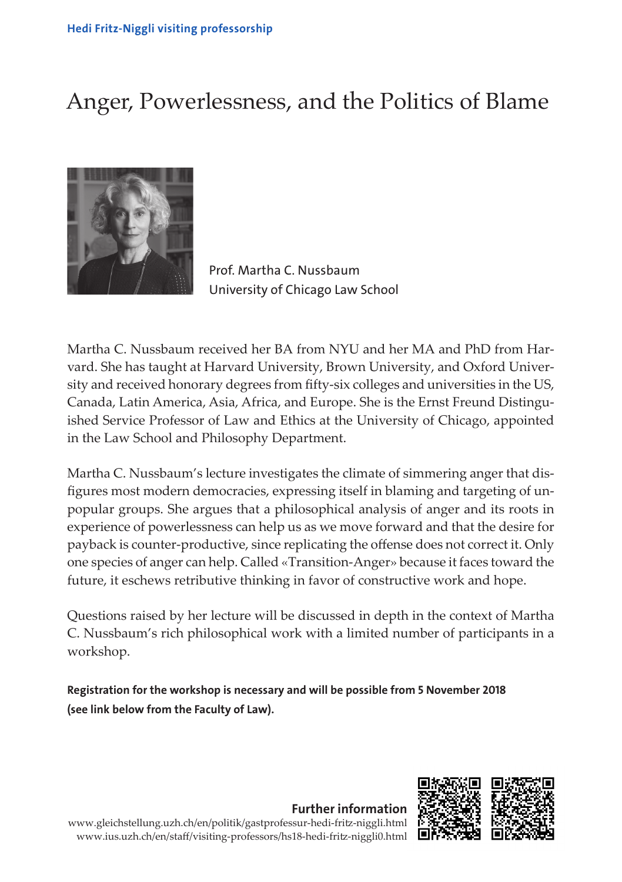**Hedi Fritz-Niggli visiting professorship**

# Anger, Powerlessness, and the Politics of Blame

Prof. Martha C. Nussbaum
University of Chicago Law School

Martha C. Nussbaum received her BA from NYU and her MA and PhD from Harvard. She has taught at Harvard University, Brown University, and Oxford University and received honorary degrees from fifty-six colleges and universities in the US, Canada, Latin America, Asia, Africa, and Europe. She is the Ernst Freund Distinguished Service Professor of Law and Ethics at the University of Chicago, appointed in the Law School and Philosophy Department.

Martha C. Nussbaum's lecture investigates the climate of simmering anger that disfigures most modern democracies, expressing itself in blaming and targeting of unpopular groups. She argues that a philosophical analysis of anger and its roots in experience of powerlessness can help us as we move forward and that the desire for payback is counter-productive, since replicating the offense does not correct it. Only one species of anger can help. Called «Transition-Anger» because it faces toward the future, it eschews retributive thinking in favor of constructive work and hope.

Questions raised by her lecture will be discussed in depth in the context of Martha C. Nussbaum's rich philosophical work with a limited number of participants in a workshop.

**Registration for the workshop is necessary and will be possible from 5 November 2018 (see link below from the Faculty of Law).**

**Further information**

www.gleichstellung.uzh.ch/en/politik/gastprofessur-hedi-fritz-niggli.html
www.ius.uzh.ch/en/staff/visiting-professors/hs18-hedi-fritz-niggli0.html